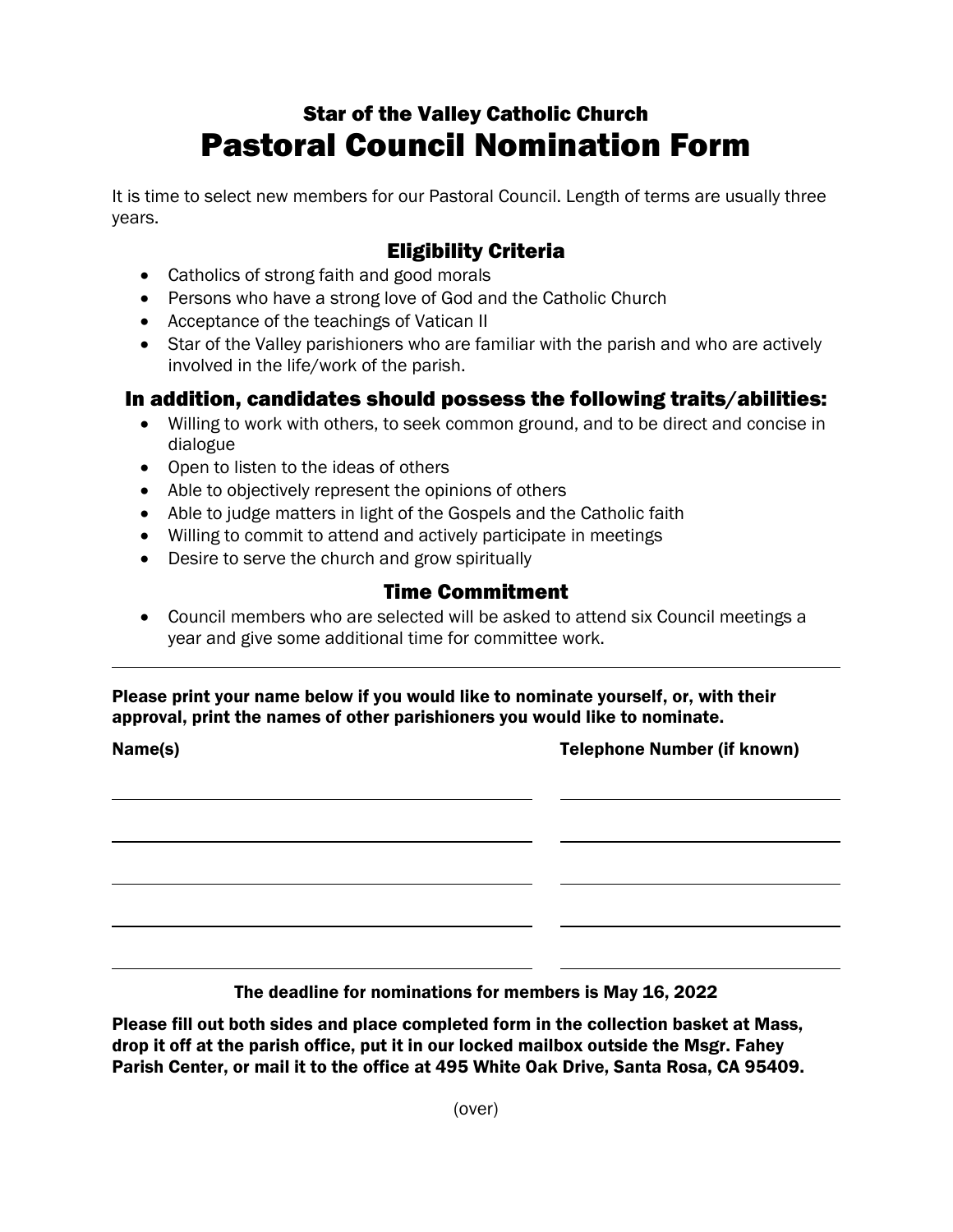### Star of the Valley Catholic Church

# Pastoral Council Nomination Form

It is time to select new members for our Pastoral Council. Length of terms are usually three years.

## Eligibility Criteria

- Catholics of strong faith and good morals
- Persons who have a strong love of God and the Catholic Church
- Acceptance of the teachings of Vatican II
- Star of the Valley parishioners who are familiar with the parish and who are actively involved in the life/work of the parish.

## In addition, candidates should possess the following traits/abilities:

- Willing to work with others, to seek common ground, and to be direct and concise in dialogue
- Open to listen to the ideas of others
- Able to objectively represent the opinions of others
- Able to judge matters in light of the Gospels and the Catholic faith
- Willing to commit to attend and actively participate in meetings
- Desire to serve the church and grow spiritually

## Time Commitment

- Council members who are selected will be asked to attend six Council meetings a year and give some additional time for committee work.

---

**Please print your name below if you would like to nominate yourself, or, with their approval, print the names of other parishioners you would like to nominate.**

| Name(s) | Telephone Number (if known) |
|---|---|
| | |
| | |
| | |
| | |
| | |

**The deadline for nominations for members is May 16, 2022**

**Please fill out both sides and place completed form in the collection basket at Mass, drop it off at the parish office, put it in our locked mailbox outside the Msgr. Fahey Parish Center, or mail it to the office at 495 White Oak Drive, Santa Rosa, CA 95409.**

(over)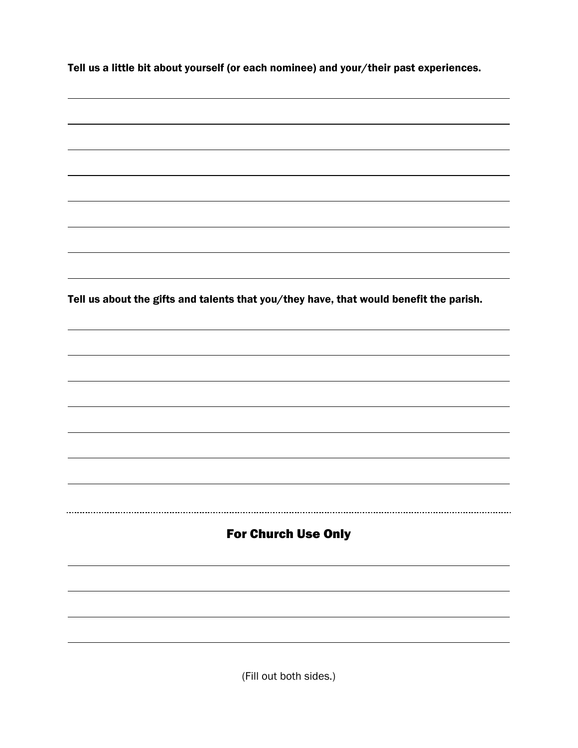**Tell us a little bit about yourself (or each nominee) and your/their past experiences.**

**Tell us about the gifts and talents that you/they have, that would benefit the parish.**

## For Church Use Only

(Fill out both sides.)